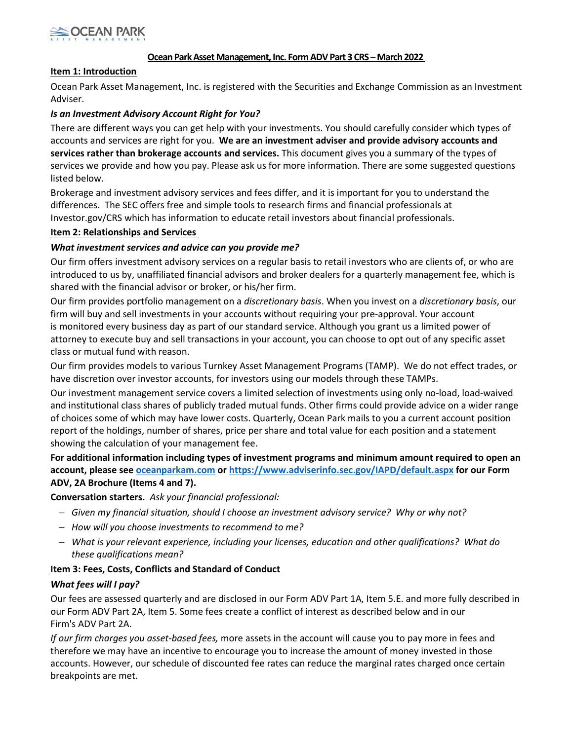# Ocean Park Asset Management, Inc. Form ADV Part 3 CRS – March 2022

## Item 1: Introduction

Ocean Park Asset Management, Inc. is registered with the Securities and Exchange Commission as an Investment Adviser.

### *Is an Investment Advisory Account Right for You?*

There are different ways you can get help with your investments. You should carefully consider which types of accounts and services are right for you. **We are an investment adviser and provide advisory accounts and services rather than brokerage accounts and services.** This document gives you a summary of the types of services we provide and how you pay. Please ask us for more information. There are some suggested questions listed below.

Brokerage and investment advisory services and fees differ, and it is important for you to understand the differences. The SEC offers free and simple tools to research firms and financial professionals at Investor.gov/CRS which has information to educate retail investors about financial professionals.

## Item 2: Relationships and Services

### *What investment services and advice can you provide me?*

Our firm offers investment advisory services on a regular basis to retail investors who are clients of, or who are introduced to us by, unaffiliated financial advisors and broker dealers for a quarterly management fee, which is shared with the financial advisor or broker, or his/her firm.

Our firm provides portfolio management on a *discretionary basis*. When you invest on a *discretionary basis*, our firm will buy and sell investments in your accounts without requiring your pre-approval. Your account is monitored every business day as part of our standard service. Although you grant us a limited power of attorney to execute buy and sell transactions in your account, you can choose to opt out of any specific asset class or mutual fund with reason.

Our firm provides models to various Turnkey Asset Management Programs (TAMP). We do not effect trades, or have discretion over investor accounts, for investors using our models through these TAMPs.

Our investment management service covers a limited selection of investments using only no-load, load-waived and institutional class shares of publicly traded mutual funds. Other firms could provide advice on a wider range of choices some of which may have lower costs. Quarterly, Ocean Park mails to you a current account position report of the holdings, number of shares, price per share and total value for each position and a statement showing the calculation of your management fee.

**For additional information including types of investment programs and minimum amount required to open an account, please see [oceanparkam.com](oceanparkam.com) or [https://www.adviserinfo.sec.gov/IAPD/default.aspx](https://www.adviserinfo.sec.gov/IAPD/default.aspx) for our Form ADV, 2A Brochure (Items 4 and 7).**

**Conversation starters.** *Ask your financial professional:*

- *Given my financial situation, should I choose an investment advisory service? Why or why not?*
- *How will you choose investments to recommend to me?*
- *What is your relevant experience, including your licenses, education and other qualifications? What do these qualifications mean?*

## Item 3: Fees, Costs, Conflicts and Standard of Conduct

### *What fees will I pay?*

Our fees are assessed quarterly and are disclosed in our Form ADV Part 1A, Item 5.E. and more fully described in our Form ADV Part 2A, Item 5. Some fees create a conflict of interest as described below and in our Firm's ADV Part 2A.

*If our firm charges you asset-based fees,* more assets in the account will cause you to pay more in fees and therefore we may have an incentive to encourage you to increase the amount of money invested in those accounts. However, our schedule of discounted fee rates can reduce the marginal rates charged once certain breakpoints are met.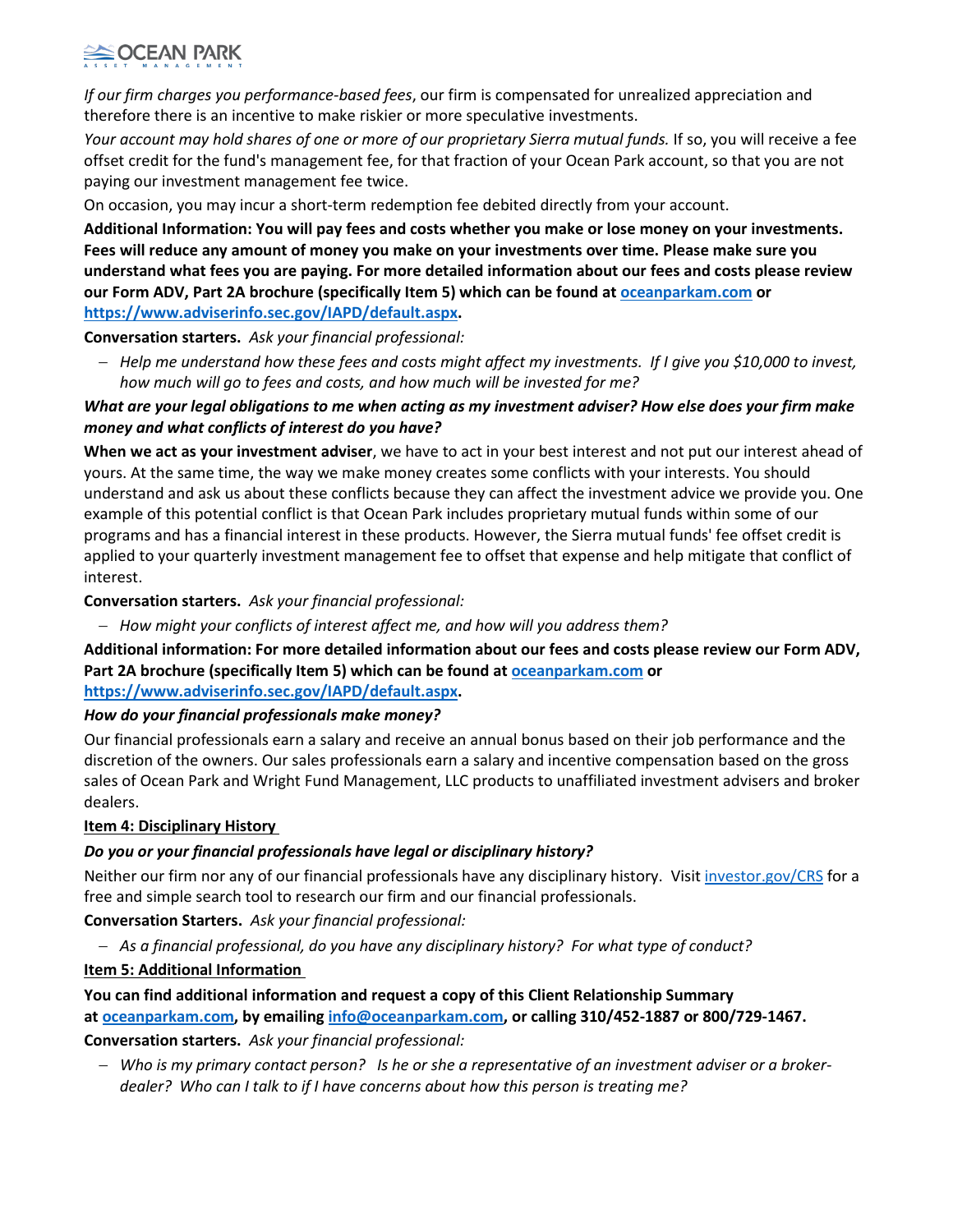*If our firm charges you performance-based fees*, our firm is compensated for unrealized appreciation and therefore there is an incentive to make riskier or more speculative investments.

*Your account may hold shares of one or more of our proprietary Sierra mutual funds.* If so, you will receive a fee offset credit for the fund's management fee, for that fraction of your Ocean Park account, so that you are not paying our investment management fee twice.

On occasion, you may incur a short-term redemption fee debited directly from your account.

**Additional Information: You will pay fees and costs whether you make or lose money on your investments. Fees will reduce any amount of money you make on your investments over time. Please make sure you understand what fees you are paying. For more detailed information about our fees and costs please review our Form ADV, Part 2A brochure (specifically Item 5) which can be found at [oceanparkam.com](oceanparkam.com) or [https://www.adviserinfo.sec.gov/IAPD/default.aspx](https://www.adviserinfo.sec.gov/IAPD/default.aspx).**

**Conversation starters.** *Ask your financial professional:*

- *Help me understand how these fees and costs might affect my investments. If I give you $10,000 to invest, how much will go to fees and costs, and how much will be invested for me?*

***What are your legal obligations to me when acting as my investment adviser? How else does your firm make money and what conflicts of interest do you have?***

**When we act as your investment adviser**, we have to act in your best interest and not put our interest ahead of yours. At the same time, the way we make money creates some conflicts with your interests. You should understand and ask us about these conflicts because they can affect the investment advice we provide you. One example of this potential conflict is that Ocean Park includes proprietary mutual funds within some of our programs and has a financial interest in these products. However, the Sierra mutual funds' fee offset credit is applied to your quarterly investment management fee to offset that expense and help mitigate that conflict of interest.

**Conversation starters.** *Ask your financial professional:*

- *How might your conflicts of interest affect me, and how will you address them?*

**Additional information: For more detailed information about our fees and costs please review our Form ADV, Part 2A brochure (specifically Item 5) which can be found at [oceanparkam.com](oceanparkam.com) or [https://www.adviserinfo.sec.gov/IAPD/default.aspx](https://www.adviserinfo.sec.gov/IAPD/default.aspx).**

***How do your financial professionals make money?***

Our financial professionals earn a salary and receive an annual bonus based on their job performance and the discretion of the owners. Our sales professionals earn a salary and incentive compensation based on the gross sales of Ocean Park and Wright Fund Management, LLC products to unaffiliated investment advisers and broker dealers.

## Item 4: Disciplinary History

***Do you or your financial professionals have legal or disciplinary history?***

Neither our firm nor any of our financial professionals have any disciplinary history. Visit [investor.gov/CRS](investor.gov/CRS) for a free and simple search tool to research our firm and our financial professionals.

**Conversation Starters.** *Ask your financial professional:*

- *As a financial professional, do you have any disciplinary history? For what type of conduct?*

## Item 5: Additional Information

**You can find additional information and request a copy of this Client Relationship Summary at [oceanparkam.com](oceanparkam.com), by emailing [info@oceanparkam.com](mailto:info@oceanparkam.com), or calling 310/452-1887 or 800/729-1467.**

**Conversation starters.** *Ask your financial professional:*

- *Who is my primary contact person? Is he or she a representative of an investment adviser or a broker-dealer? Who can I talk to if I have concerns about how this person is treating me?*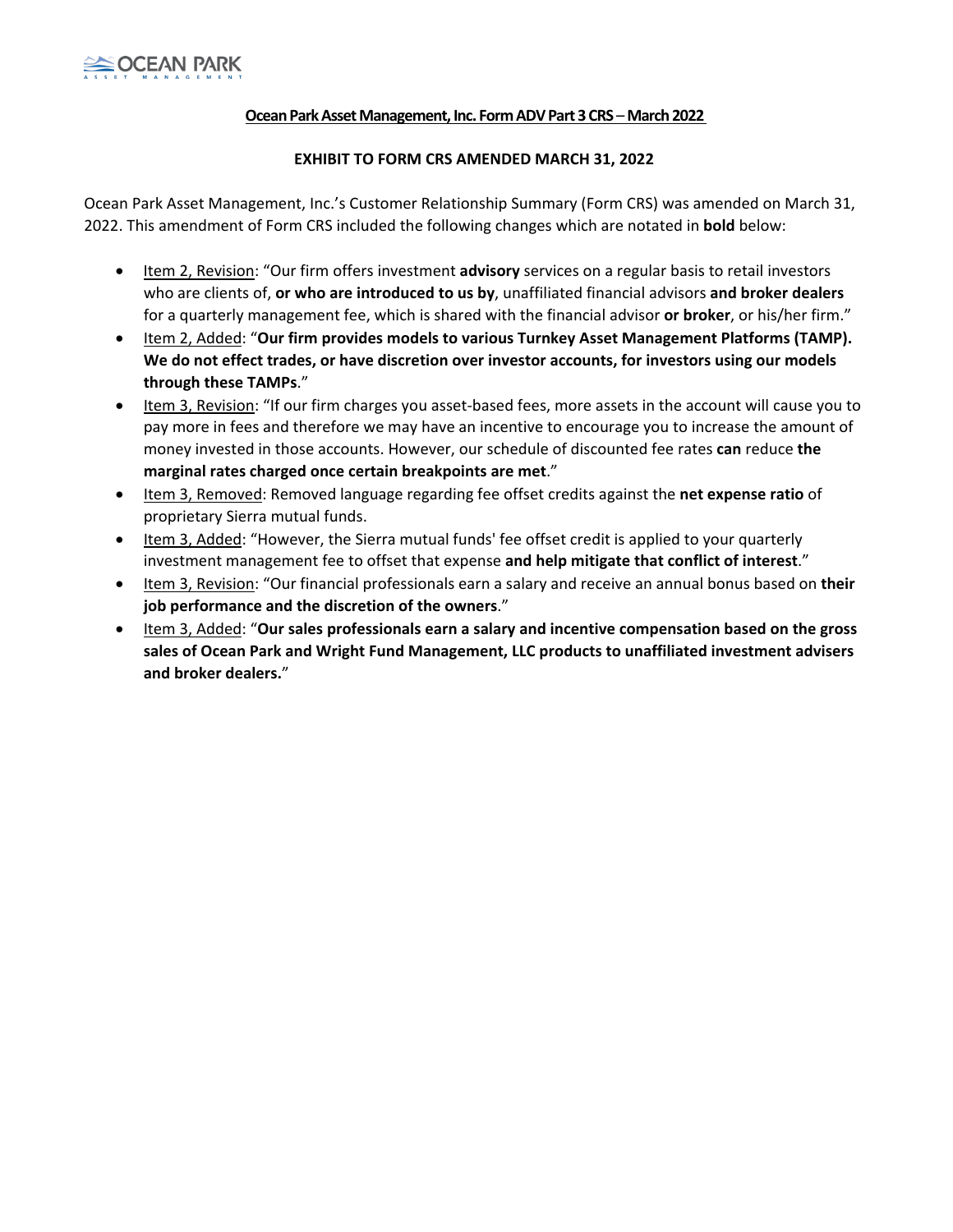**Ocean Park Asset Management, Inc. Form ADV Part 3 CRS – March 2022**

**EXHIBIT TO FORM CRS AMENDED MARCH 31, 2022**

Ocean Park Asset Management, Inc.'s Customer Relationship Summary (Form CRS) was amended on March 31, 2022. This amendment of Form CRS included the following changes which are notated in **bold** below:

- Item 2, Revision: "Our firm offers investment **advisory** services on a regular basis to retail investors who are clients of, **or who are introduced to us by**, unaffiliated financial advisors **and broker dealers** for a quarterly management fee, which is shared with the financial advisor **or broker**, or his/her firm."
- Item 2, Added: "**Our firm provides models to various Turnkey Asset Management Platforms (TAMP). We do not effect trades, or have discretion over investor accounts, for investors using our models through these TAMPs**."
- Item 3, Revision: "If our firm charges you asset-based fees, more assets in the account will cause you to pay more in fees and therefore we may have an incentive to encourage you to increase the amount of money invested in those accounts. However, our schedule of discounted fee rates **can** reduce **the marginal rates charged once certain breakpoints are met**."
- Item 3, Removed: Removed language regarding fee offset credits against the **net expense ratio** of proprietary Sierra mutual funds.
- Item 3, Added: "However, the Sierra mutual funds' fee offset credit is applied to your quarterly investment management fee to offset that expense **and help mitigate that conflict of interest**."
- Item 3, Revision: "Our financial professionals earn a salary and receive an annual bonus based on **their job performance and the discretion of the owners**."
- Item 3, Added: "**Our sales professionals earn a salary and incentive compensation based on the gross sales of Ocean Park and Wright Fund Management, LLC products to unaffiliated investment advisers and broker dealers.**"